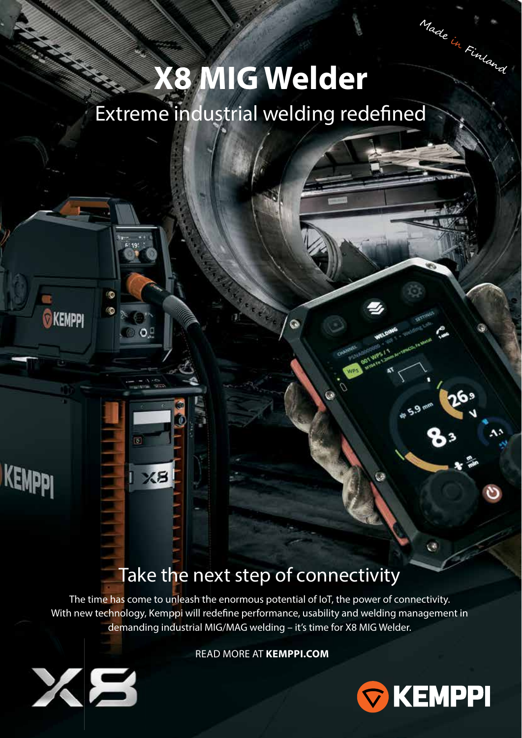Made in Finland

# X8 MIG Welder

## Extreme industrial welding redefined

## Take the next step of connectivity

The time has come to unleash the enormous potential of IoT, the power of connectivity. With new technology, Kemppi will redefine performance, usability and welding management in demanding industrial MIG/MAG welding – it's time for X8 MIG Welder.

READ MORE AT **KEMPPI.COM**

X8

KEMPPI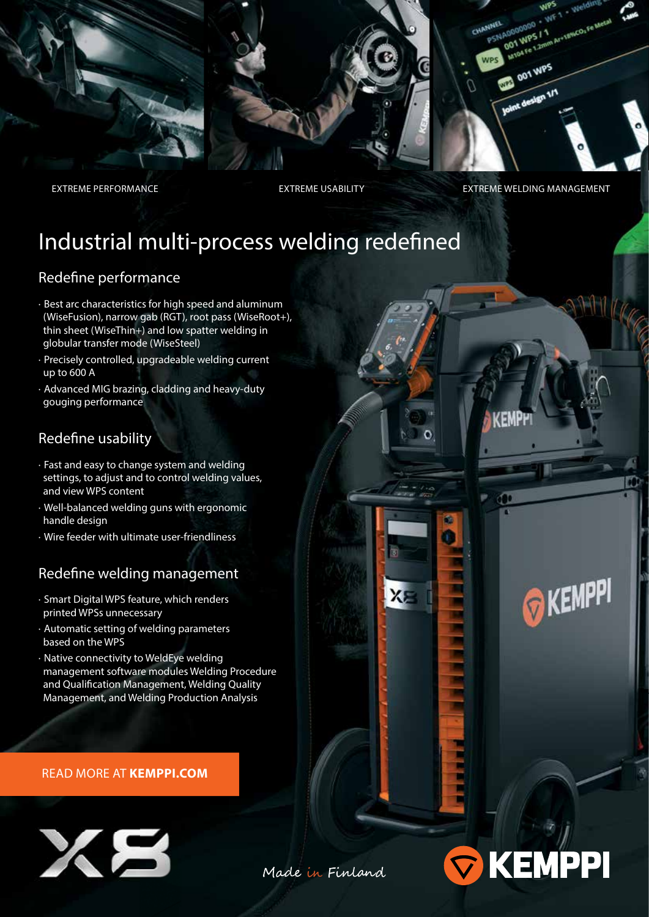EXTREME PERFORMANCE

EXTREME USABILITY

EXTREME WELDING MANAGEMENT

# Industrial multi-process welding redefined

## Redefine performance

- Best arc characteristics for high speed and aluminum (WiseFusion), narrow gab (RGT), root pass (WiseRoot+), thin sheet (WiseThin+) and low spatter welding in globular transfer mode (WiseSteel)
- Precisely controlled, upgradeable welding current up to 600 A
- Advanced MIG brazing, cladding and heavy-duty gouging performance

## Redefine usability

- Fast and easy to change system and welding settings, to adjust and to control welding values, and view WPS content
- Well-balanced welding guns with ergonomic handle design
- Wire feeder with ultimate user-friendliness

## Redefine welding management

- Smart Digital WPS feature, which renders printed WPSs unnecessary
- Automatic setting of welding parameters based on the WPS
- Native connectivity to WeldEye welding management software modules Welding Procedure and Qualification Management, Welding Quality Management, and Welding Production Analysis

READ MORE AT **KEMPPI.COM**

X8

*Made in Finland*

KEMPPI